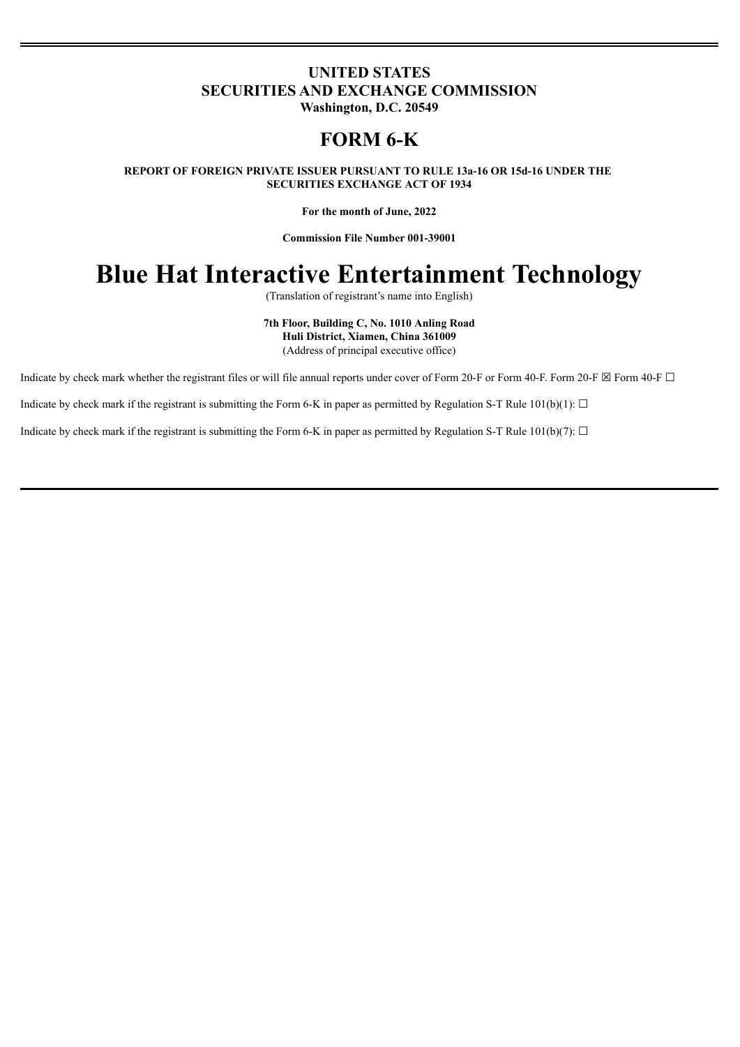**UNITED STATES**
**SECURITIES AND EXCHANGE COMMISSION**
**Washington, D.C. 20549**

# FORM 6-K

**REPORT OF FOREIGN PRIVATE ISSUER PURSUANT TO RULE 13a-16 OR 15d-16 UNDER THE SECURITIES EXCHANGE ACT OF 1934**

**For the month of June, 2022**

**Commission File Number 001-39001**

# Blue Hat Interactive Entertainment Technology

(Translation of registrant's name into English)

**7th Floor, Building C, No. 1010 Anling Road**
**Huli District, Xiamen, China 361009**
(Address of principal executive office)

Indicate by check mark whether the registrant files or will file annual reports under cover of Form 20-F or Form 40-F. Form 20-F ☒ Form 40-F ☐

Indicate by check mark if the registrant is submitting the Form 6-K in paper as permitted by Regulation S-T Rule 101(b)(1): ☐

Indicate by check mark if the registrant is submitting the Form 6-K in paper as permitted by Regulation S-T Rule 101(b)(7): ☐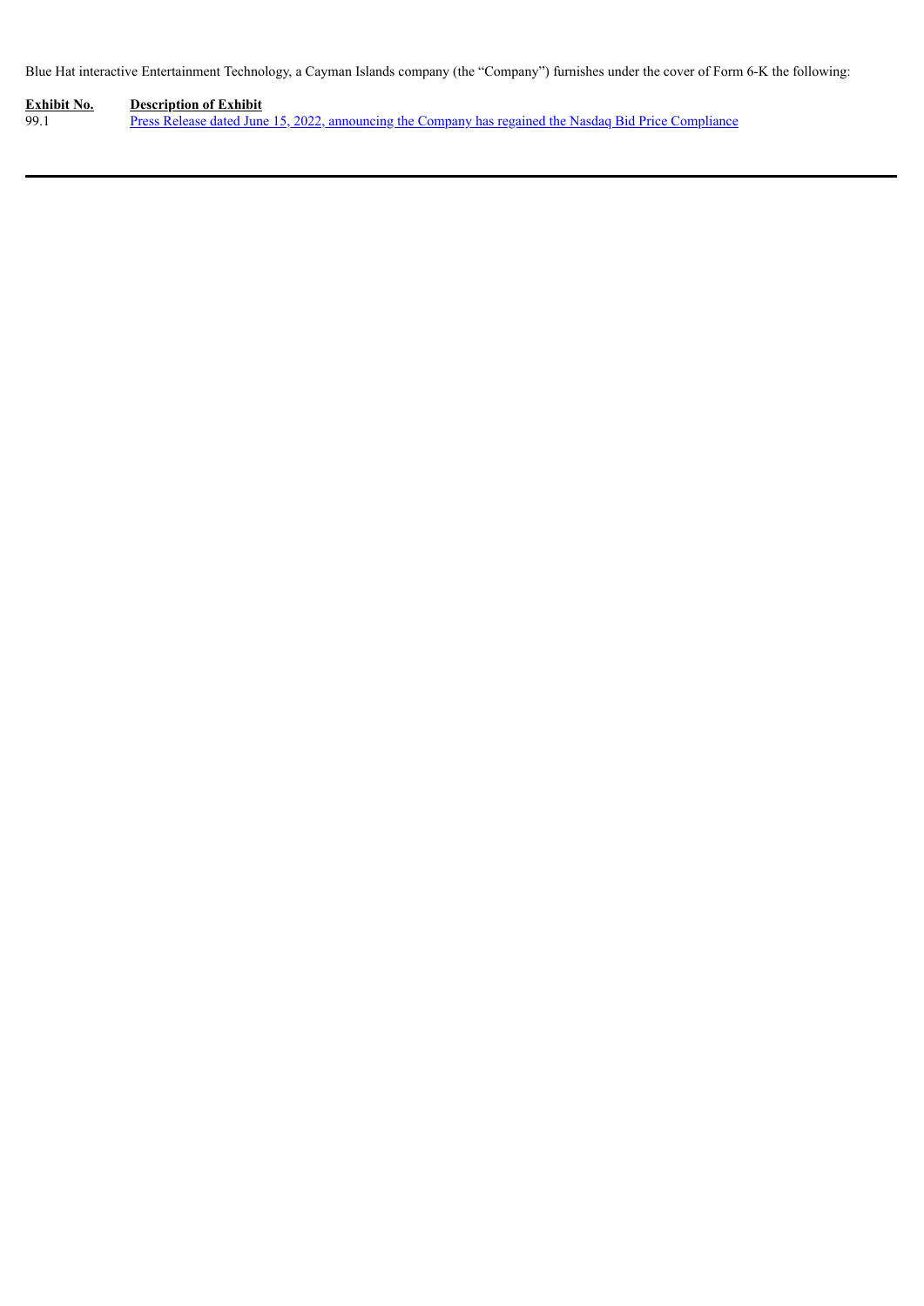Blue Hat interactive Entertainment Technology, a Cayman Islands company (the "Company") furnishes under the cover of Form 6-K the following:

| Exhibit No. | Description of Exhibit |
| --- | --- |
| 99.1 | Press Release dated June 15, 2022, announcing the Company has regained the Nasdaq Bid Price Compliance |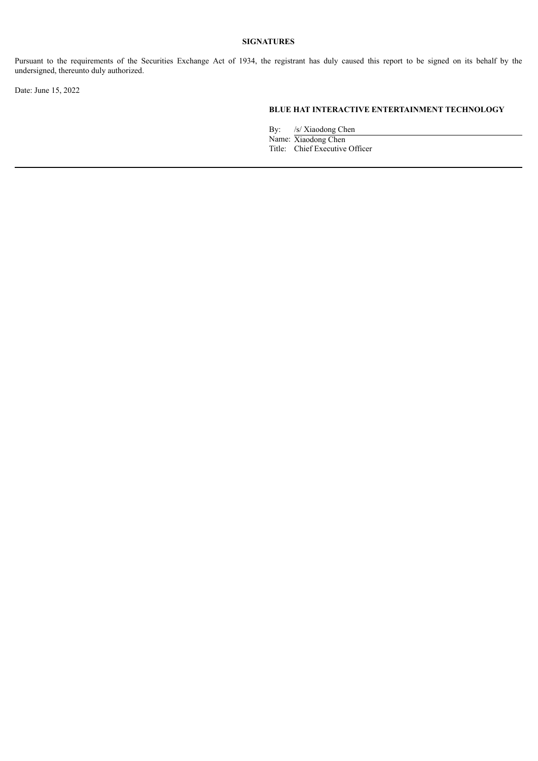**SIGNATURES**

Pursuant to the requirements of the Securities Exchange Act of 1934, the registrant has duly caused this report to be signed on its behalf by the undersigned, thereunto duly authorized.

Date: June 15, 2022

**BLUE HAT INTERACTIVE ENTERTAINMENT TECHNOLOGY**

By: /s/ Xiaodong Chen
Name: Xiaodong Chen
Title: Chief Executive Officer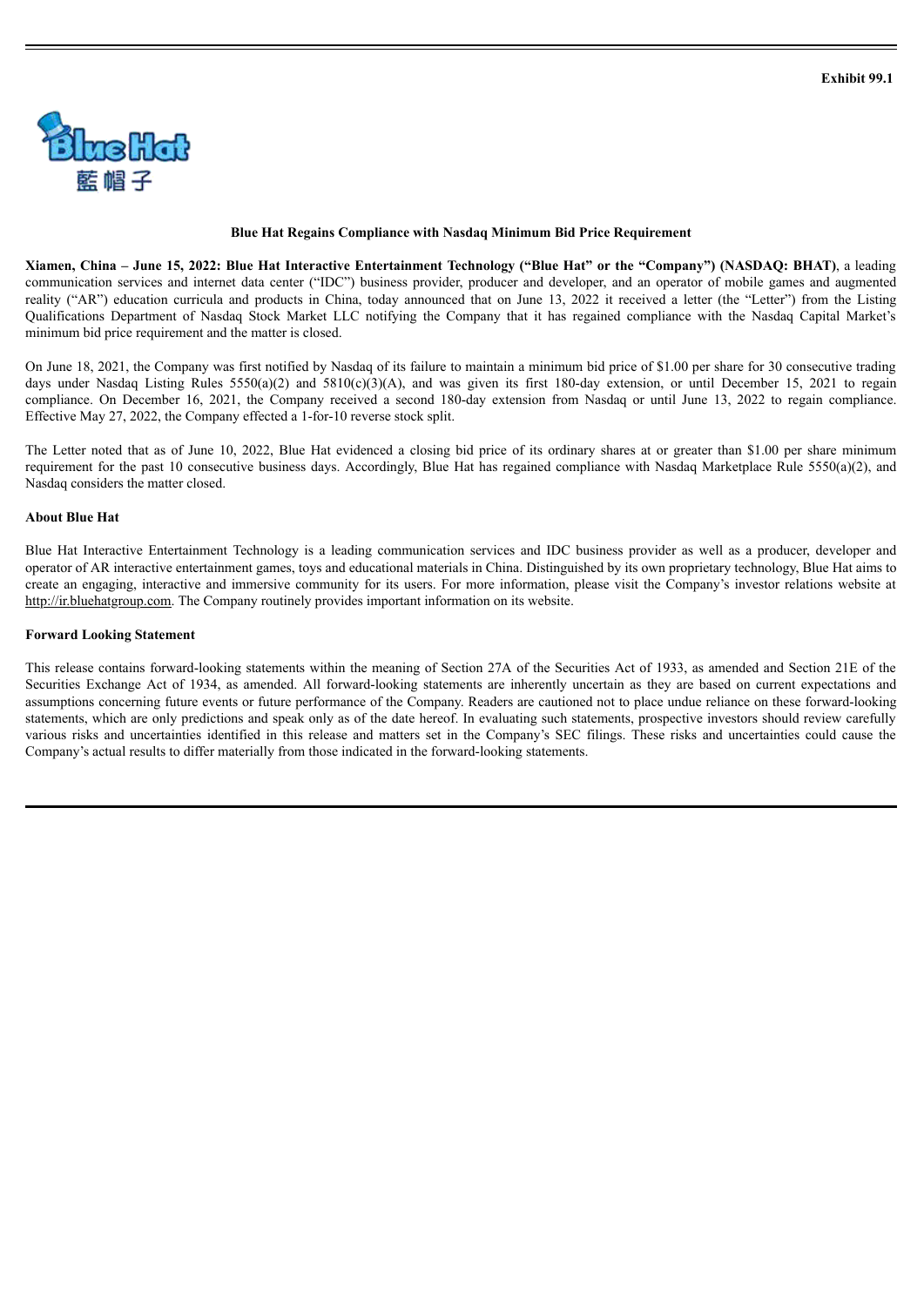**Exhibit 99.1**

## Blue Hat Regains Compliance with Nasdaq Minimum Bid Price Requirement

**Xiamen, China – June 15, 2022: Blue Hat Interactive Entertainment Technology ("Blue Hat" or the "Company") (NASDAQ: BHAT)**, a leading communication services and internet data center ("IDC") business provider, producer and developer, and an operator of mobile games and augmented reality ("AR") education curricula and products in China, today announced that on June 13, 2022 it received a letter (the "Letter") from the Listing Qualifications Department of Nasdaq Stock Market LLC notifying the Company that it has regained compliance with the Nasdaq Capital Market's minimum bid price requirement and the matter is closed.

On June 18, 2021, the Company was first notified by Nasdaq of its failure to maintain a minimum bid price of $1.00 per share for 30 consecutive trading days under Nasdaq Listing Rules 5550(a)(2) and 5810(c)(3)(A), and was given its first 180-day extension, or until December 15, 2021 to regain compliance. On December 16, 2021, the Company received a second 180-day extension from Nasdaq or until June 13, 2022 to regain compliance. Effective May 27, 2022, the Company effected a 1-for-10 reverse stock split.

The Letter noted that as of June 10, 2022, Blue Hat evidenced a closing bid price of its ordinary shares at or greater than $1.00 per share minimum requirement for the past 10 consecutive business days. Accordingly, Blue Hat has regained compliance with Nasdaq Marketplace Rule 5550(a)(2), and Nasdaq considers the matter closed.

**About Blue Hat**

Blue Hat Interactive Entertainment Technology is a leading communication services and IDC business provider as well as a producer, developer and operator of AR interactive entertainment games, toys and educational materials in China. Distinguished by its own proprietary technology, Blue Hat aims to create an engaging, interactive and immersive community for its users. For more information, please visit the Company's investor relations website at http://ir.bluehatgroup.com. The Company routinely provides important information on its website.

**Forward Looking Statement**

This release contains forward-looking statements within the meaning of Section 27A of the Securities Act of 1933, as amended and Section 21E of the Securities Exchange Act of 1934, as amended. All forward-looking statements are inherently uncertain as they are based on current expectations and assumptions concerning future events or future performance of the Company. Readers are cautioned not to place undue reliance on these forward-looking statements, which are only predictions and speak only as of the date hereof. In evaluating such statements, prospective investors should review carefully various risks and uncertainties identified in this release and matters set in the Company's SEC filings. These risks and uncertainties could cause the Company's actual results to differ materially from those indicated in the forward-looking statements.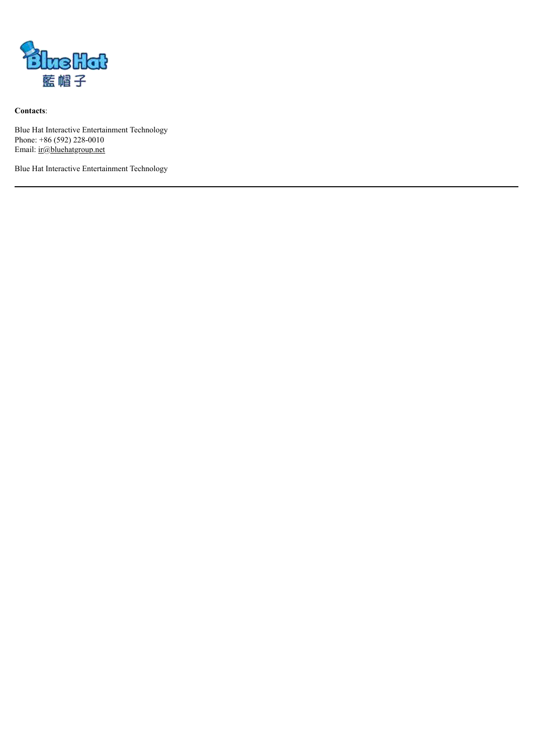**Contacts**:

Blue Hat Interactive Entertainment Technology
Phone: +86 (592) 228-0010
Email: ir@bluehatgroup.net

Blue Hat Interactive Entertainment Technology